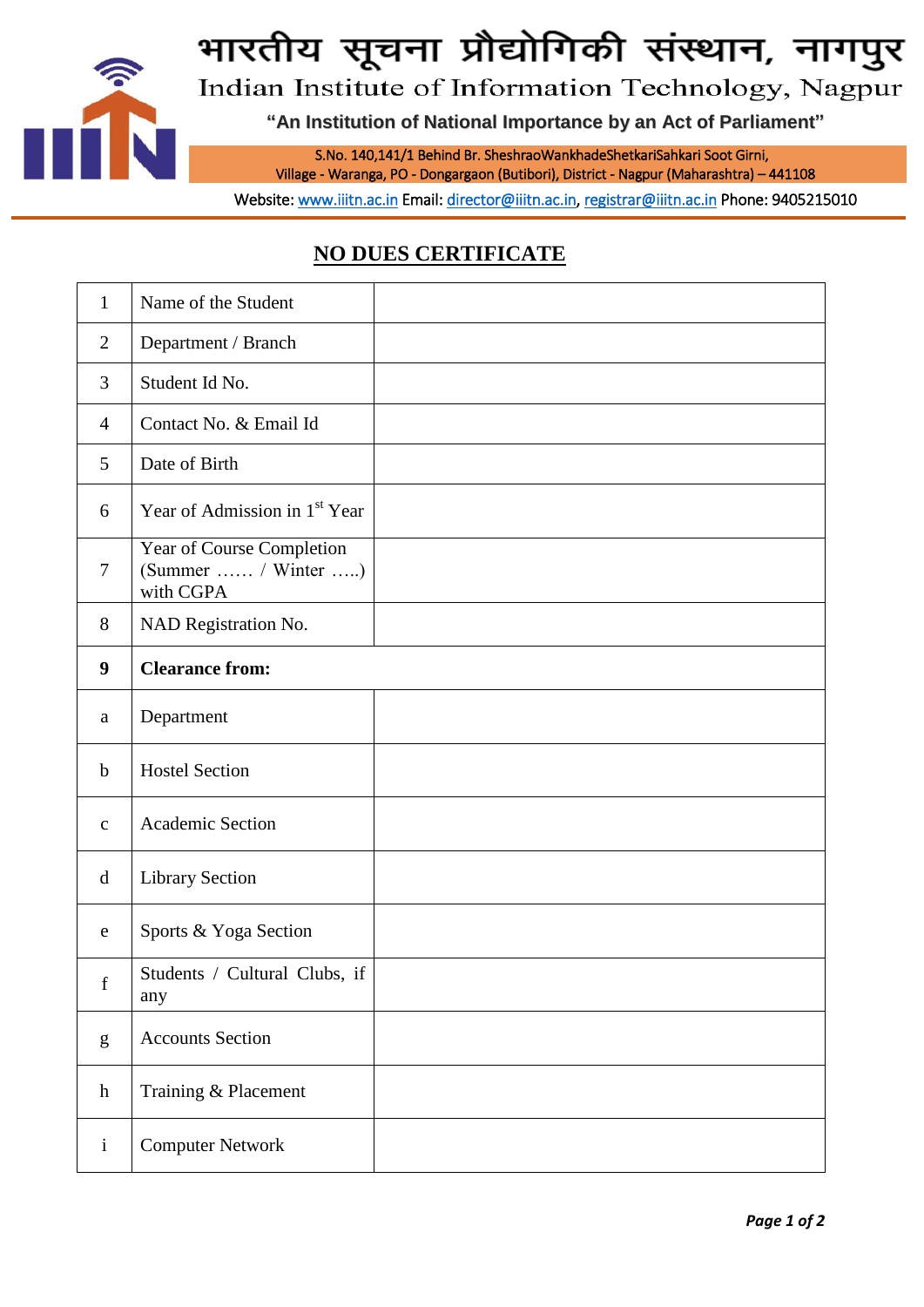# भारतीय सूचना प्रौद्योगिकी संस्थान, नागपुर

## Indian Institute of Information Technology, Nagpur

**"An Institution of National Importance by an Act of Parliament"**

S.No. 140,141/1 Behind Br. SheshraoWankhadeShetkariSahkari Soot Girni, Village - Waranga, PO - Dongargaon (Butibori), District - Nagpur (Maharashtra) – 441108

Website: www.iiitn.ac.in Email: director@iiitn.ac.in, registrar@iiitn.ac.in Phone: 9405215010

## NO DUES CERTIFICATE

| | | |
|---|---|---|
| 1 | Name of the Student | |
| 2 | Department / Branch | |
| 3 | Student Id No. | |
| 4 | Contact No. & Email Id | |
| 5 | Date of Birth | |
| 6 | Year of Admission in 1st Year | |
| 7 | Year of Course Completion (Summer …… / Winter …..) with CGPA | |
| 8 | NAD Registration No. | |
| **9** | **Clearance from:** | |
| a | Department | |
| b | Hostel Section | |
| c | Academic Section | |
| d | Library Section | |
| e | Sports & Yoga Section | |
| f | Students / Cultural Clubs, if any | |
| g | Accounts Section | |
| h | Training & Placement | |
| i | Computer Network | |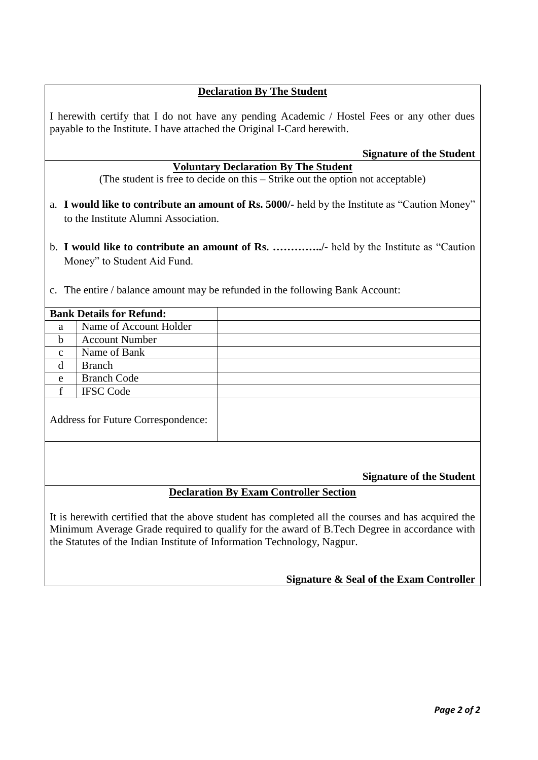**Declaration By The Student**

I herewith certify that I do not have any pending Academic / Hostel Fees or any other dues payable to the Institute. I have attached the Original I-Card herewith.

**Signature of the Student**

**Voluntary Declaration By The Student**

(The student is free to decide on this – Strike out the option not acceptable)

a. **I would like to contribute an amount of Rs. 5000/-** held by the Institute as "Caution Money" to the Institute Alumni Association.

b. **I would like to contribute an amount of Rs. …………../-** held by the Institute as "Caution Money" to Student Aid Fund.

c. The entire / balance amount may be refunded in the following Bank Account:

| **Bank Details for Refund:** | | |
|---|---|---|
| a | Name of Account Holder | |
| b | Account Number | |
| c | Name of Bank | |
| d | Branch | |
| e | Branch Code | |
| f | IFSC Code | |
| Address for Future Correspondence: | | |

**Signature of the Student**

**Declaration By Exam Controller Section**

It is herewith certified that the above student has completed all the courses and has acquired the Minimum Average Grade required to qualify for the award of B.Tech Degree in accordance with the Statutes of the Indian Institute of Information Technology, Nagpur.

**Signature & Seal of the Exam Controller**